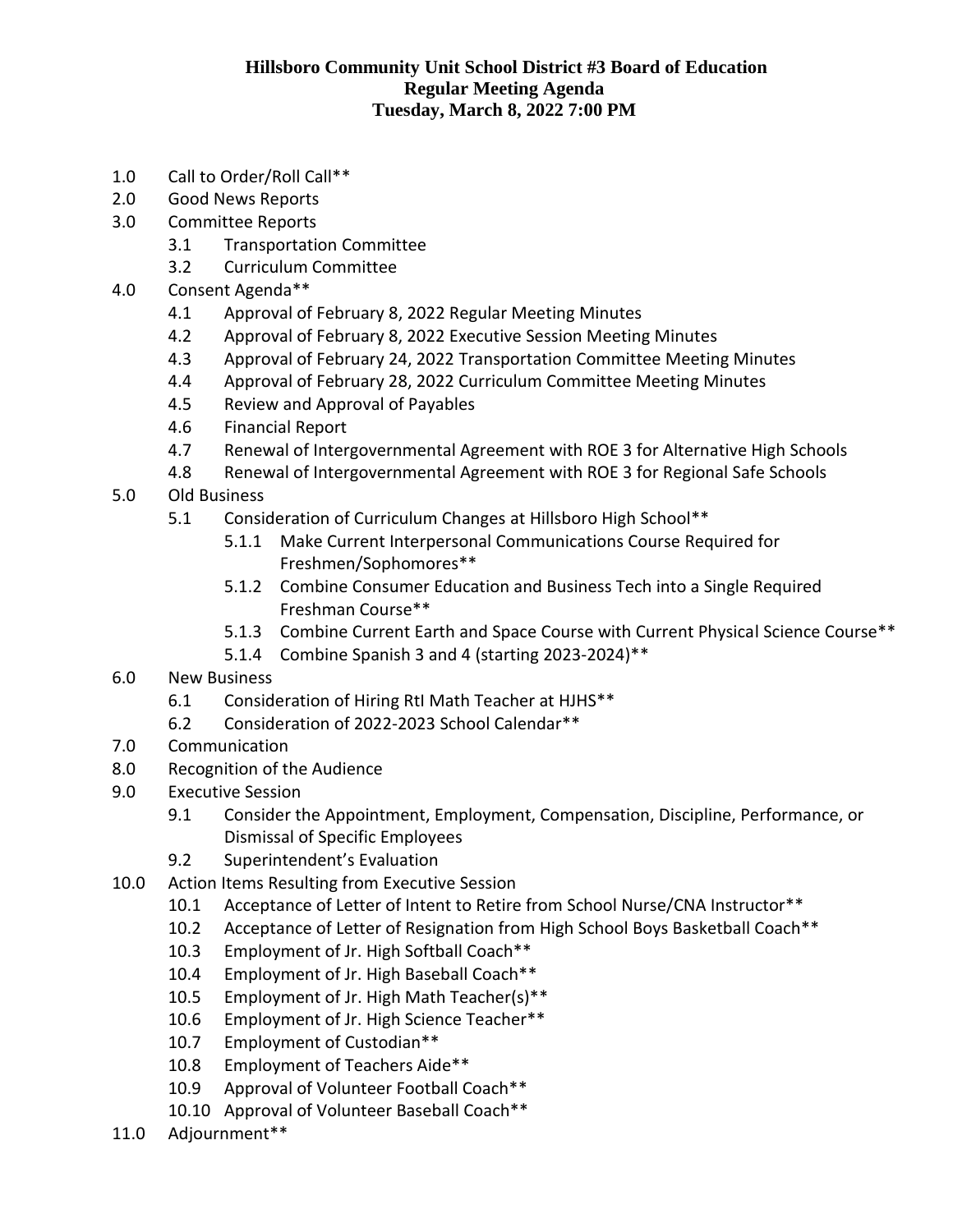# Hillsboro Community Unit School District #3 Board of Education
## Regular Meeting Agenda
## Tuesday, March 8, 2022 7:00 PM

- 1.0 Call to Order/Roll Call**
- 2.0 Good News Reports
- 3.0 Committee Reports
  - 3.1 Transportation Committee
  - 3.2 Curriculum Committee
- 4.0 Consent Agenda**
  - 4.1 Approval of February 8, 2022 Regular Meeting Minutes
  - 4.2 Approval of February 8, 2022 Executive Session Meeting Minutes
  - 4.3 Approval of February 24, 2022 Transportation Committee Meeting Minutes
  - 4.4 Approval of February 28, 2022 Curriculum Committee Meeting Minutes
  - 4.5 Review and Approval of Payables
  - 4.6 Financial Report
  - 4.7 Renewal of Intergovernmental Agreement with ROE 3 for Alternative High Schools
  - 4.8 Renewal of Intergovernmental Agreement with ROE 3 for Regional Safe Schools
- 5.0 Old Business
  - 5.1 Consideration of Curriculum Changes at Hillsboro High School**
    - 5.1.1 Make Current Interpersonal Communications Course Required for Freshmen/Sophomores**
    - 5.1.2 Combine Consumer Education and Business Tech into a Single Required Freshman Course**
    - 5.1.3 Combine Current Earth and Space Course with Current Physical Science Course**
    - 5.1.4 Combine Spanish 3 and 4 (starting 2023-2024)**
- 6.0 New Business
  - 6.1 Consideration of Hiring RtI Math Teacher at HJHS**
  - 6.2 Consideration of 2022-2023 School Calendar**
- 7.0 Communication
- 8.0 Recognition of the Audience
- 9.0 Executive Session
  - 9.1 Consider the Appointment, Employment, Compensation, Discipline, Performance, or Dismissal of Specific Employees
  - 9.2 Superintendent's Evaluation
- 10.0 Action Items Resulting from Executive Session
  - 10.1 Acceptance of Letter of Intent to Retire from School Nurse/CNA Instructor**
  - 10.2 Acceptance of Letter of Resignation from High School Boys Basketball Coach**
  - 10.3 Employment of Jr. High Softball Coach**
  - 10.4 Employment of Jr. High Baseball Coach**
  - 10.5 Employment of Jr. High Math Teacher(s)**
  - 10.6 Employment of Jr. High Science Teacher**
  - 10.7 Employment of Custodian**
  - 10.8 Employment of Teachers Aide**
  - 10.9 Approval of Volunteer Football Coach**
  - 10.10 Approval of Volunteer Baseball Coach**
- 11.0 Adjournment**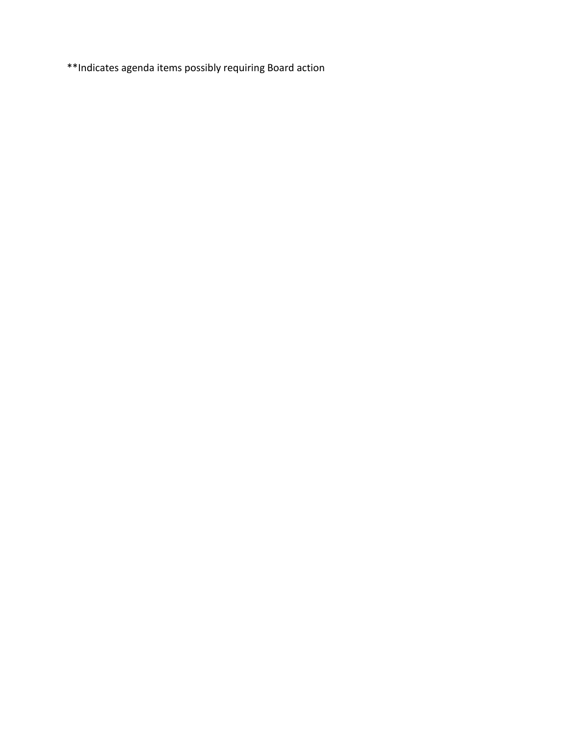**Indicates agenda items possibly requiring Board action